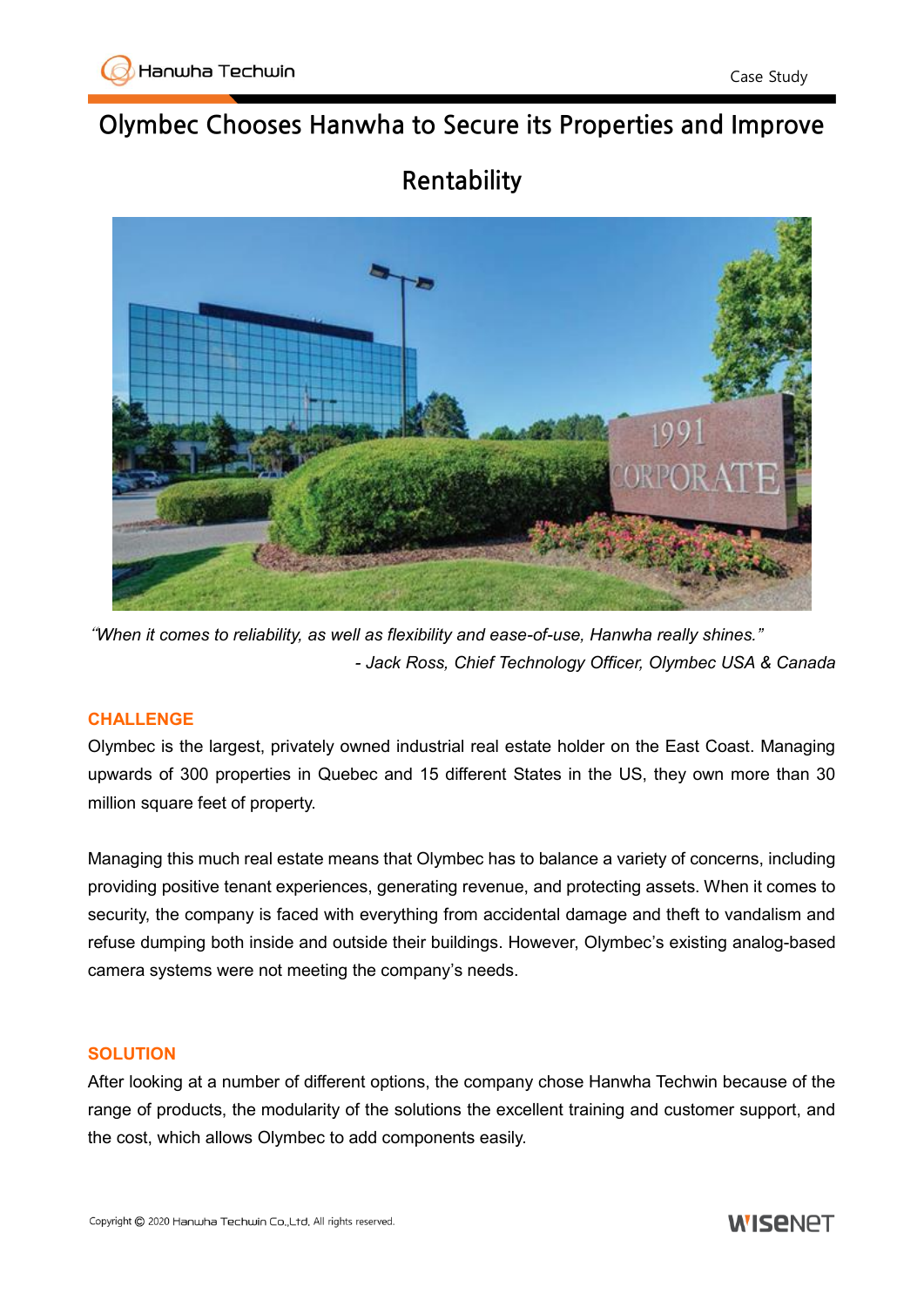# Olymbec Chooses Hanwha to Secure its Properties and Improve Rentability

*"When it comes to reliability, as well as flexibility and ease-of-use, Hanwha really shines."*
*- Jack Ross, Chief Technology Officer, Olymbec USA & Canada*

## CHALLENGE

Olymbec is the largest, privately owned industrial real estate holder on the East Coast. Managing upwards of 300 properties in Quebec and 15 different States in the US, they own more than 30 million square feet of property.

Managing this much real estate means that Olymbec has to balance a variety of concerns, including providing positive tenant experiences, generating revenue, and protecting assets. When it comes to security, the company is faced with everything from accidental damage and theft to vandalism and refuse dumping both inside and outside their buildings. However, Olymbec's existing analog-based camera systems were not meeting the company's needs.

## SOLUTION

After looking at a number of different options, the company chose Hanwha Techwin because of the range of products, the modularity of the solutions the excellent training and customer support, and the cost, which allows Olymbec to add components easily.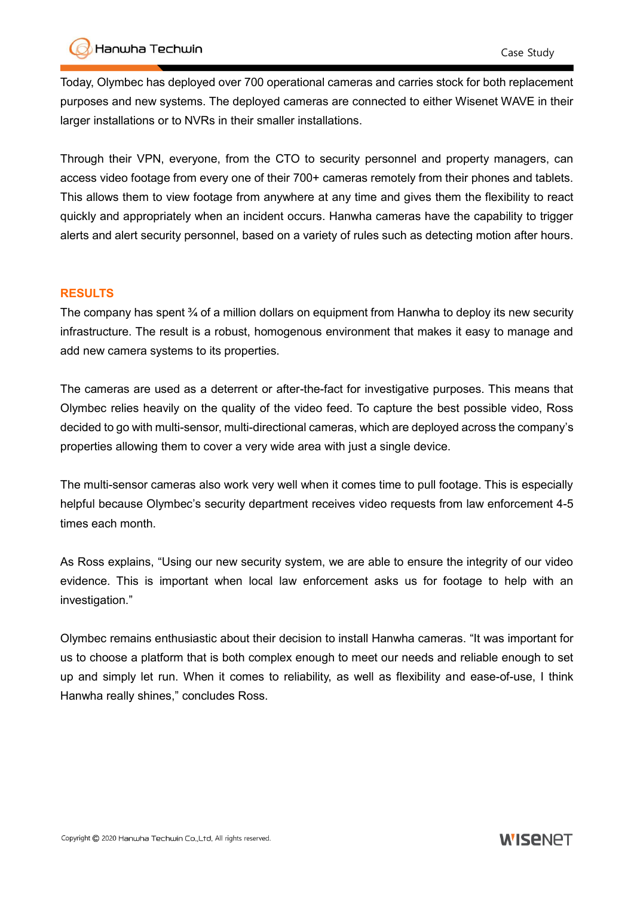Today, Olymbec has deployed over 700 operational cameras and carries stock for both replacement purposes and new systems. The deployed cameras are connected to either Wisenet WAVE in their larger installations or to NVRs in their smaller installations.

Through their VPN, everyone, from the CTO to security personnel and property managers, can access video footage from every one of their 700+ cameras remotely from their phones and tablets. This allows them to view footage from anywhere at any time and gives them the flexibility to react quickly and appropriately when an incident occurs. Hanwha cameras have the capability to trigger alerts and alert security personnel, based on a variety of rules such as detecting motion after hours.

## RESULTS

The company has spent ¾ of a million dollars on equipment from Hanwha to deploy its new security infrastructure. The result is a robust, homogenous environment that makes it easy to manage and add new camera systems to its properties.

The cameras are used as a deterrent or after-the-fact for investigative purposes. This means that Olymbec relies heavily on the quality of the video feed. To capture the best possible video, Ross decided to go with multi-sensor, multi-directional cameras, which are deployed across the company's properties allowing them to cover a very wide area with just a single device.

The multi-sensor cameras also work very well when it comes time to pull footage. This is especially helpful because Olymbec's security department receives video requests from law enforcement 4-5 times each month.

As Ross explains, "Using our new security system, we are able to ensure the integrity of our video evidence. This is important when local law enforcement asks us for footage to help with an investigation."

Olymbec remains enthusiastic about their decision to install Hanwha cameras. "It was important for us to choose a platform that is both complex enough to meet our needs and reliable enough to set up and simply let run. When it comes to reliability, as well as flexibility and ease-of-use, I think Hanwha really shines," concludes Ross.